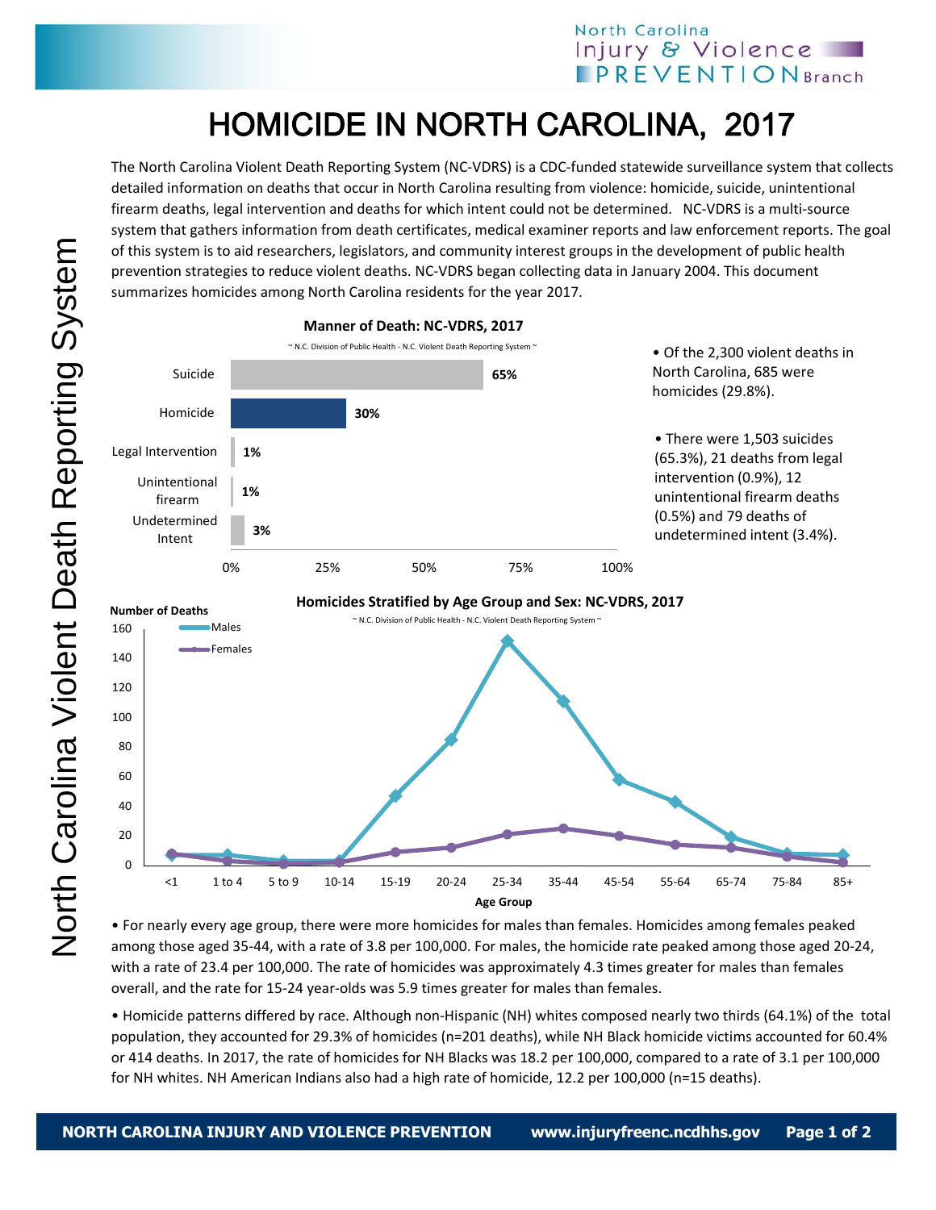# HOMICIDE IN NORTH CAROLINA, 2017

The North Carolina Violent Death Reporting System (NC-VDRS) is a CDC-funded statewide surveillance system that collects detailed information on deaths that occur in North Carolina resulting from violence: homicide, suicide, unintentional firearm deaths, legal intervention and deaths for which intent could not be determined. NC-VDRS is a multi-source system that gathers information from death certificates, medical examiner reports and law enforcement reports. The goal of this system is to aid researchers, legislators, and community interest groups in the development of public health prevention strategies to reduce violent deaths. NC-VDRS began collecting data in January 2004. This document summarizes homicides among North Carolina residents for the year 2017.

**Manner of Death: NC-VDRS, 2017**

~ N.C. Division of Public Health - N.C. Violent Death Reporting System ~

| Manner of Death | Percent |
|---|---|
| Suicide | 65% |
| Homicide | 30% |
| Legal Intervention | 1% |
| Unintentional firearm | 1% |
| Undetermined Intent | 3% |

- Of the 2,300 violent deaths in North Carolina, 685 were homicides (29.8%).
- There were 1,503 suicides (65.3%), 21 deaths from legal intervention (0.9%), 12 unintentional firearm deaths (0.5%) and 79 deaths of undetermined intent (3.4%).

**Homicides Stratified by Age Group and Sex: NC-VDRS, 2017**

~ N.C. Division of Public Health - N.C. Violent Death Reporting System ~

(Line chart: Number of Deaths by Age Group for Males and Females; age groups <1, 1 to 4, 5 to 9, 10-14, 15-19, 20-24, 25-34, 35-44, 45-54, 55-64, 65-74, 75-84, 85+)

- For nearly every age group, there were more homicides for males than females. Homicides among females peaked among those aged 35-44, with a rate of 3.8 per 100,000. For males, the homicide rate peaked among those aged 20-24, with a rate of 23.4 per 100,000. The rate of homicides was approximately 4.3 times greater for males than females overall, and the rate for 15-24 year-olds was 5.9 times greater for males than females.
- Homicide patterns differed by race. Although non-Hispanic (NH) whites composed nearly two thirds (64.1%) of the total population, they accounted for 29.3% of homicides (n=201 deaths), while NH Black homicide victims accounted for 60.4% or 414 deaths. In 2017, the rate of homicides for NH Blacks was 18.2 per 100,000, compared to a rate of 3.1 per 100,000 for NH whites. NH American Indians also had a high rate of homicide, 12.2 per 100,000 (n=15 deaths).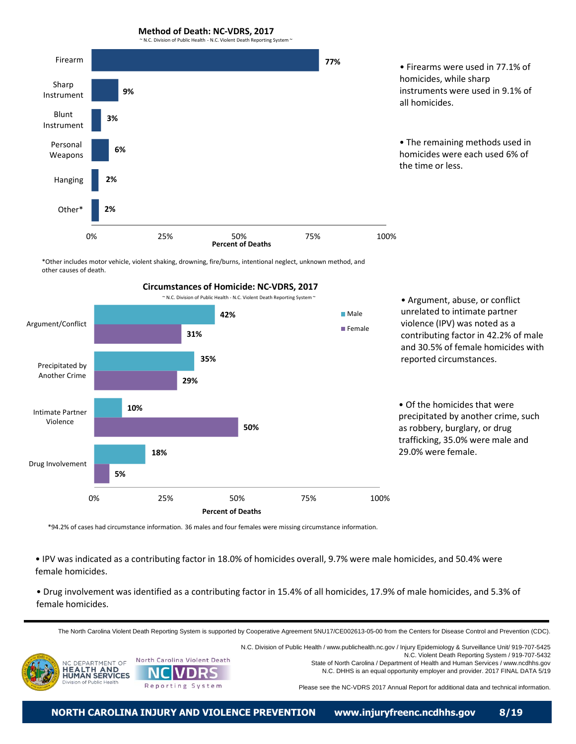**Method of Death: NC-VDRS, 2017**

~ N.C. Division of Public Health - N.C. Violent Death Reporting System ~

Firearm 77%

Sharp Instrument 9%

Blunt Instrument 3%

Personal Weapons 6%

Hanging 2%

Other* 2%

0% 25% 50% 75% 100%

Percent of Deaths

- Firearms were used in 77.1% of homicides, while sharp instruments were used in 9.1% of all homicides.
- The remaining methods used in homicides were each used 6% of the time or less.

*Other includes motor vehicle, violent shaking, drowning, fire/burns, intentional neglect, unknown method, and other causes of death.

**Circumstances of Homicide: NC-VDRS, 2017**

~ N.C. Division of Public Health - N.C. Violent Death Reporting System ~

Male

Female

Argument/Conflict 42% 31%

Precipitated by Another Crime 35% 29%

Intimate Partner Violence 10% 50%

Drug Involvement 18% 5%

0% 25% 50% 75% 100%

Percent of Deaths

- Argument, abuse, or conflict unrelated to intimate partner violence (IPV) was noted as a contributing factor in 42.2% of male and 30.5% of female homicides with reported circumstances.
- Of the homicides that were precipitated by another crime, such as robbery, burglary, or drug trafficking, 35.0% were male and 29.0% were female.

*94.2% of cases had circumstance information. 36 males and four females were missing circumstance information.

- IPV was indicated as a contributing factor in 18.0% of homicides overall, 9.7% were male homicides, and 50.4% were female homicides.
- Drug involvement was identified as a contributing factor in 15.4% of all homicides, 17.9% of male homicides, and 5.3% of female homicides.

The North Carolina Violent Death Reporting System is supported by Cooperative Agreement 5NU17/CE002613-05-00 from the Centers for Disease Control and Prevention (CDC).

N.C. Division of Public Health / www.publichealth.nc.gov / Injury Epidemiology & Surveillance Unit/ 919-707-5425
N.C. Violent Death Reporting System / 919-707-5432
State of North Carolina / Department of Health and Human Services / www.ncdhhs.gov
N.C. DHHS is an equal opportunity employer and provider. 2017 FINAL DATA 5/19

NC DEPARTMENT OF HEALTH AND HUMAN SERVICES Division of Public Health

North Carolina Violent Death NC VDRS Reporting System

Please see the NC-VDRS 2017 Annual Report for additional data and technical information.

**NORTH CAROLINA INJURY AND VIOLENCE PREVENTION www.injuryfreenc.ncdhhs.gov**